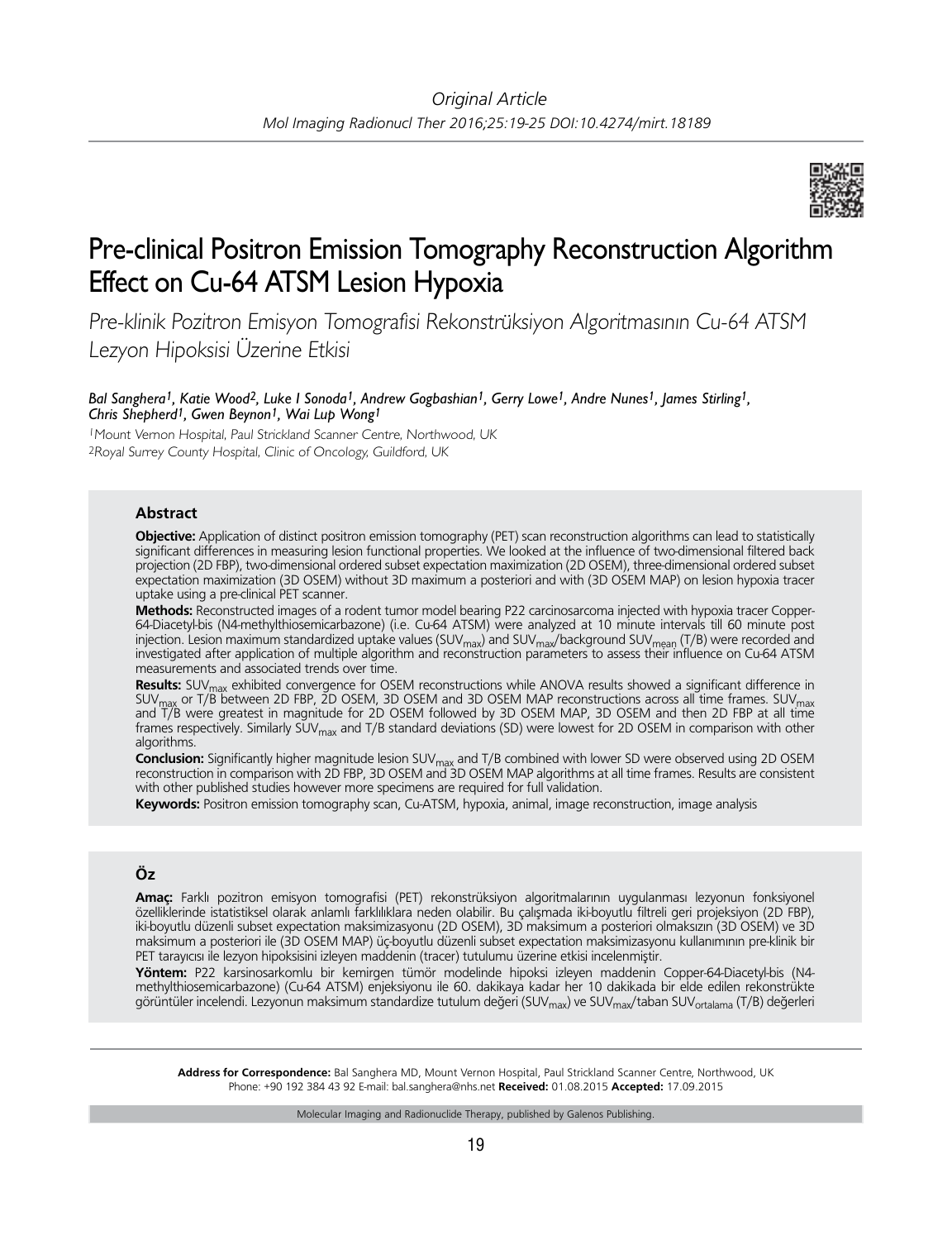*Original Article*

# Pre-clinical Positron Emission Tomography Reconstruction Algorithm Effect on Cu-64 ATSM Lesion Hypoxia

*Pre-klinik Pozitron Emisyon Tomografisi Rekonstrüksiyon Algoritmasının Cu-64 ATSM Lezyon Hipoksisi Üzerine Etkisi*

***Bal Sanghera[1], Katie Wood[2], Luke I Sonoda[1], Andrew Gogbashian[1], Gerry Lowe[1], Andre Nunes[1], James Stirling[1], Chris Shepherd[1], Gwen Beynon[1], Wai Lup Wong[1]***

[1]Mount Vernon Hospital, Paul Strickland Scanner Centre, Northwood, UK
[2]Royal Surrey County Hospital, Clinic of Oncology, Guildford, UK

## Abstract

**Objective:** Application of distinct positron emission tomography (PET) scan reconstruction algorithms can lead to statistically significant differences in measuring lesion functional properties. We looked at the influence of two-dimensional filtered back projection (2D FBP), two-dimensional ordered subset expectation maximization (2D OSEM), three-dimensional ordered subset expectation maximization (3D OSEM) without 3D maximum a posteriori and with (3D OSEM MAP) on lesion hypoxia tracer uptake using a pre-clinical PET scanner.

**Methods:** Reconstructed images of a rodent tumor model bearing P22 carcinosarcoma injected with hypoxia tracer Copper-64-Diacetyl-bis (N4-methylthiosemicarbazone) (i.e. Cu-64 ATSM) were analyzed at 10 minute intervals till 60 minute post injection. Lesion maximum standardized uptake values ($SUV_{max}$) and $SUV_{max}$/background $SUV_{mean}$ (T/B) were recorded and investigated after application of multiple algorithm and reconstruction parameters to assess their influence on Cu-64 ATSM measurements and associated trends over time.

**Results:** $SUV_{max}$ exhibited convergence for OSEM reconstructions while ANOVA results showed a significant difference in $SUV_{max}$ or T/B between 2D FBP, 2D OSEM, 3D OSEM and 3D OSEM MAP reconstructions across all time frames. $SUV_{max}$ and T/B were greatest in magnitude for 2D OSEM followed by 3D OSEM MAP, 3D OSEM and then 2D FBP at all time frames respectively. Similarly $SUV_{max}$ and T/B standard deviations (SD) were lowest for 2D OSEM in comparison with other algorithms.

**Conclusion:** Significantly higher magnitude lesion $SUV_{max}$ and T/B combined with lower SD were observed using 2D OSEM reconstruction in comparison with 2D FBP, 3D OSEM and 3D OSEM MAP algorithms at all time frames. Results are consistent with other published studies however more specimens are required for full validation.

**Keywords:** Positron emission tomography scan, Cu-ATSM, hypoxia, animal, image reconstruction, image analysis

## Öz

**Amaç:** Farklı pozitron emisyon tomografisi (PET) rekonstrüksiyon algoritmalarının uygulanması lezyonun fonksiyonel özelliklerinde istatistiksel olarak anlamlı farklılıklara neden olabilir. Bu çalışmada iki-boyutlu filtreli geri projeksiyon (2D FBP), iki-boyutlu düzenli subset expectation maksimizasyonu (2D OSEM), 3D maksimum a posteriori olmaksızın (3D OSEM) ve 3D maksimum a posteriori ile (3D OSEM MAP) üç-boyutlu düzenli subset expectation maksimizasyonu kullanımının pre-klinik bir PET tarayıcısı ile lezyon hipoksisini izleyen maddenin (tracer) tutulumu üzerine etkisi incelenmiştir.

**Yöntem:** P22 karsinosarkomlu bir kemirgen tümör modelinde hipoksi izleyen maddenin Copper-64-Diacetyl-bis (N4-methylthiosemicarbazone) (Cu-64 ATSM) enjeksiyonu ile 60. dakikaya kadar her 10 dakikada bir elde edilen rekonstrükte görüntüler incelendi. Lezyonun maksimum standardize tutulum değeri ($SUV_{max}$) ve $SUV_{max}$/taban $SUV_{ortalama}$ (T/B) değerleri

**Address for Correspondence:** Bal Sanghera MD, Mount Vernon Hospital, Paul Strickland Scanner Centre, Northwood, UK
Phone: +90 192 384 43 92 E-mail: bal.sanghera@nhs.net **Received:** 01.08.2015 **Accepted:** 17.09.2015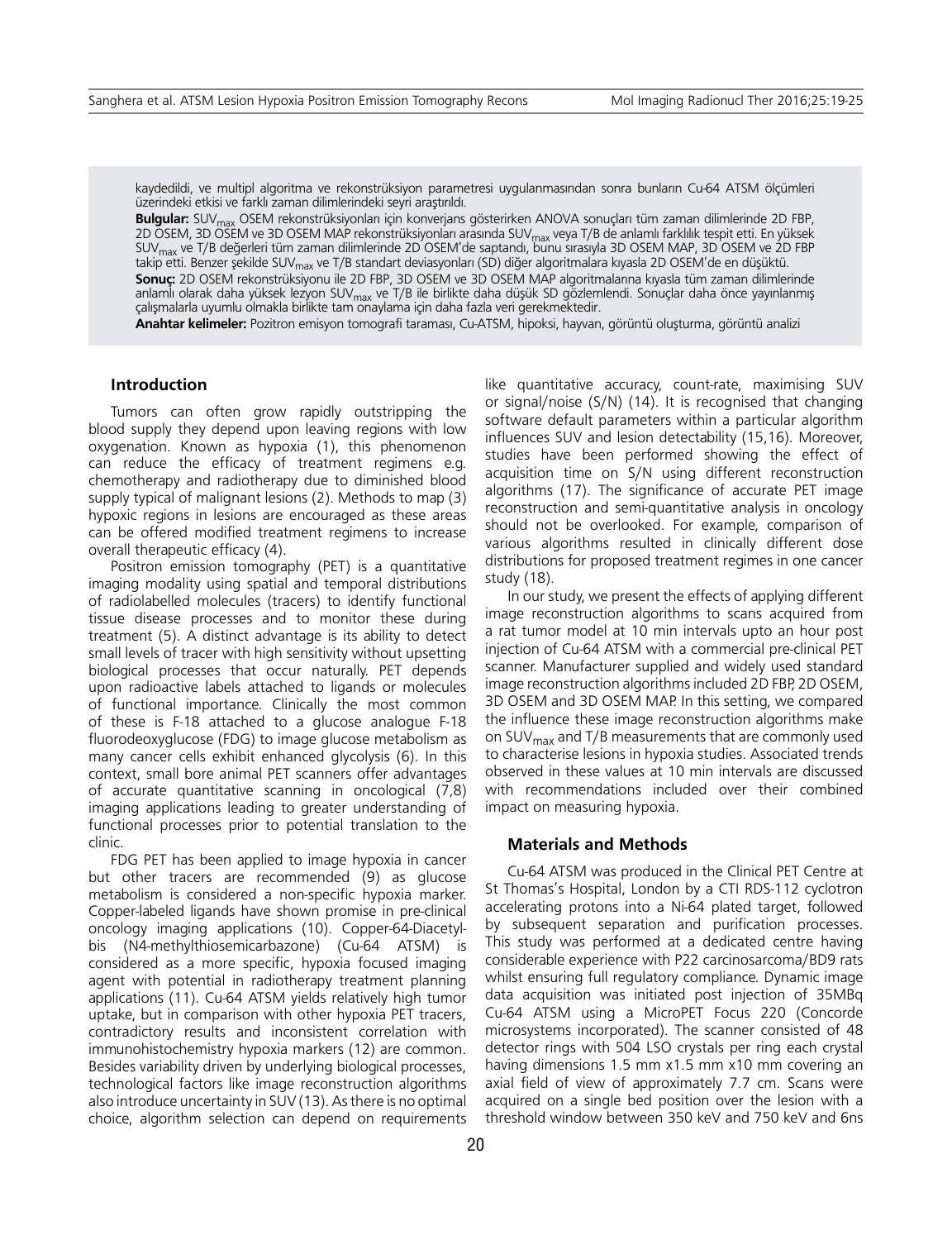kaydedildi, ve multipl algoritma ve rekonstrüksiyon parametresi uygulanmasından sonra bunların Cu-64 ATSM ölçümleri üzerindeki etkisi ve farklı zaman dilimlerindeki seyri araştırıldı.

**Bulgular:** $SUV_{max}$ OSEM rekonstrüksiyonları için konverjans gösterirken ANOVA sonuçları tüm zaman dilimlerinde 2D FBP, 2D OSEM, 3D OSEM ve 3D OSEM MAP rekonstrüksiyonları arasında $SUV_{max}$ veya T/B de anlamlı farklılık tespit etti. En yüksek $SUV_{max}$ ve T/B değerleri tüm zaman dilimlerinde 2D OSEM'de saptandı, bunu sırasıyla 3D OSEM MAP, 3D OSEM ve 2D FBP takip etti. Benzer şekilde $SUV_{max}$ ve T/B standart deviasyonları (SD) diğer algoritmalara kıyasla 2D OSEM'de en düşüktü.

**Sonuç:** 2D OSEM rekonstrüksiyonu ile 2D FBP, 3D OSEM ve 3D OSEM MAP algoritmalarına kıyasla tüm zaman dilimlerinde anlamlı olarak daha yüksek lezyon $SUV_{max}$ ve T/B ile birlikte daha düşük SD gözlemlendi. Sonuçlar daha önce yayınlanmış çalışmalarla uyumlu olmakla birlikte tam onaylama için daha fazla veri gerekmektedir.

**Anahtar kelimeler:** Pozitron emisyon tomografi taraması, Cu-ATSM, hipoksi, hayvan, görüntü oluşturma, görüntü analizi

## Introduction

Tumors can often grow rapidly outstripping the blood supply they depend upon leaving regions with low oxygenation. Known as hypoxia (1), this phenomenon can reduce the efficacy of treatment regimens e.g. chemotherapy and radiotherapy due to diminished blood supply typical of malignant lesions (2). Methods to map (3) hypoxic regions in lesions are encouraged as these areas can be offered modified treatment regimens to increase overall therapeutic efficacy (4).

Positron emission tomography (PET) is a quantitative imaging modality using spatial and temporal distributions of radiolabelled molecules (tracers) to identify functional tissue disease processes and to monitor these during treatment (5). A distinct advantage is its ability to detect small levels of tracer with high sensitivity without upsetting biological processes that occur naturally. PET depends upon radioactive labels attached to ligands or molecules of functional importance. Clinically the most common of these is F-18 attached to a glucose analogue F-18 fluorodeoxyglucose (FDG) to image glucose metabolism as many cancer cells exhibit enhanced glycolysis (6). In this context, small bore animal PET scanners offer advantages of accurate quantitative scanning in oncological (7,8) imaging applications leading to greater understanding of functional processes prior to potential translation to the clinic.

FDG PET has been applied to image hypoxia in cancer but other tracers are recommended (9) as glucose metabolism is considered a non-specific hypoxia marker. Copper-labeled ligands have shown promise in pre-clinical oncology imaging applications (10). Copper-64-Diacetyl-bis (N4-methylthiosemicarbazone) (Cu-64 ATSM) is considered as a more specific, hypoxia focused imaging agent with potential in radiotherapy treatment planning applications (11). Cu-64 ATSM yields relatively high tumor uptake, but in comparison with other hypoxia PET tracers, contradictory results and inconsistent correlation with immunohistochemistry hypoxia markers (12) are common. Besides variability driven by underlying biological processes, technological factors like image reconstruction algorithms also introduce uncertainty in SUV (13). As there is no optimal choice, algorithm selection can depend on requirements like quantitative accuracy, count-rate, maximising SUV or signal/noise (S/N) (14). It is recognised that changing software default parameters within a particular algorithm influences SUV and lesion detectability (15,16). Moreover, studies have been performed showing the effect of acquisition time on S/N using different reconstruction algorithms (17). The significance of accurate PET image reconstruction and semi-quantitative analysis in oncology should not be overlooked. For example, comparison of various algorithms resulted in clinically different dose distributions for proposed treatment regimes in one cancer study (18).

In our study, we present the effects of applying different image reconstruction algorithms to scans acquired from a rat tumor model at 10 min intervals upto an hour post injection of Cu-64 ATSM with a commercial pre-clinical PET scanner. Manufacturer supplied and widely used standard image reconstruction algorithms included 2D FBP, 2D OSEM, 3D OSEM and 3D OSEM MAP. In this setting, we compared the influence these image reconstruction algorithms make on $SUV_{max}$ and T/B measurements that are commonly used to characterise lesions in hypoxia studies. Associated trends observed in these values at 10 min intervals are discussed with recommendations included over their combined impact on measuring hypoxia.

## Materials and Methods

Cu-64 ATSM was produced in the Clinical PET Centre at St Thomas's Hospital, London by a CTI RDS-112 cyclotron accelerating protons into a Ni-64 plated target, followed by subsequent separation and purification processes. This study was performed at a dedicated centre having considerable experience with P22 carcinosarcoma/BD9 rats whilst ensuring full regulatory compliance. Dynamic image data acquisition was initiated post injection of 35MBq Cu-64 ATSM using a MicroPET Focus 220 (Concorde microsystems incorporated). The scanner consisted of 48 detector rings with 504 LSO crystals per ring each crystal having dimensions 1.5 mm x1.5 mm x10 mm covering an axial field of view of approximately 7.7 cm. Scans were acquired on a single bed position over the lesion with a threshold window between 350 keV and 750 keV and 6ns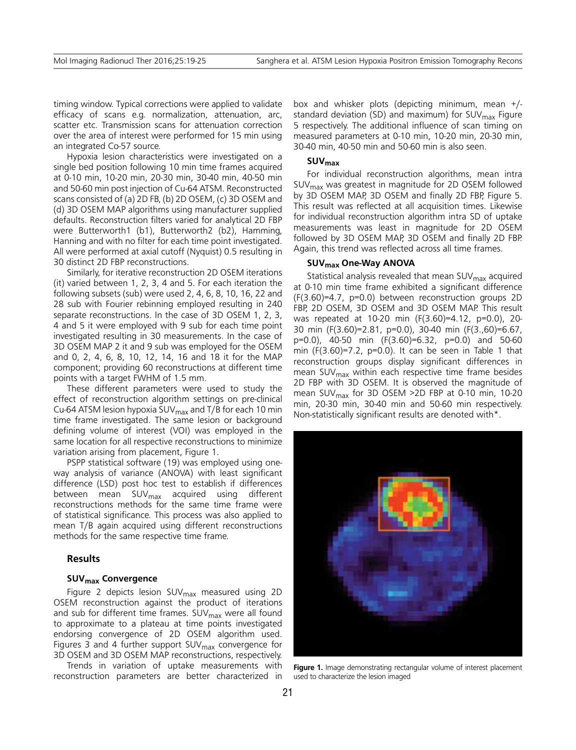timing window. Typical corrections were applied to validate efficacy of scans e.g. normalization, attenuation, arc, scatter etc. Transmission scans for attenuation correction over the area of interest were performed for 15 min using an integrated Co-57 source.

Hypoxia lesion characteristics were investigated on a single bed position following 10 min time frames acquired at 0-10 min, 10-20 min, 20-30 min, 30-40 min, 40-50 min and 50-60 min post injection of Cu-64 ATSM. Reconstructed scans consisted of (a) 2D FB, (b) 2D OSEM, (c) 3D OSEM and (d) 3D OSEM MAP algorithms using manufacturer supplied defaults. Reconstruction filters varied for analytical 2D FBP were Butterworth1 (b1), Butterworth2 (b2), Hamming, Hanning and with no filter for each time point investigated. All were performed at axial cutoff (Nyquist) 0.5 resulting in 30 distinct 2D FBP reconstructions.

Similarly, for iterative reconstruction 2D OSEM iterations (it) varied between 1, 2, 3, 4 and 5. For each iteration the following subsets (sub) were used 2, 4, 6, 8, 10, 16, 22 and 28 sub with Fourier rebinning employed resulting in 240 separate reconstructions. In the case of 3D OSEM 1, 2, 3, 4 and 5 it were employed with 9 sub for each time point investigated resulting in 30 measurements. In the case of 3D OSEM MAP 2 it and 9 sub was employed for the OSEM and 0, 2, 4, 6, 8, 10, 12, 14, 16 and 18 it for the MAP component; providing 60 reconstructions at different time points with a target FWHM of 1.5 mm.

These different parameters were used to study the effect of reconstruction algorithm settings on pre-clinical Cu-64 ATSM lesion hypoxia $SUV_{max}$ and T/B for each 10 min time frame investigated. The same lesion or background defining volume of interest (VOI) was employed in the same location for all respective reconstructions to minimize variation arising from placement, Figure 1.

PSPP statistical software (19) was employed using one-way analysis of variance (ANOVA) with least significant difference (LSD) post hoc test to establish if differences between mean $SUV_{max}$ acquired using different reconstructions methods for the same time frame were of statistical significance. This process was also applied to mean T/B again acquired using different reconstructions methods for the same respective time frame.

## Results

### $SUV_{max}$ Convergence

Figure 2 depicts lesion $SUV_{max}$ measured using 2D OSEM reconstruction against the product of iterations and sub for different time frames. $SUV_{max}$ were all found to approximate to a plateau at time points investigated endorsing convergence of 2D OSEM algorithm used. Figures 3 and 4 further support $SUV_{max}$ convergence for 3D OSEM and 3D OSEM MAP reconstructions, respectively.

Trends in variation of uptake measurements with reconstruction parameters are better characterized in box and whisker plots (depicting minimum, mean +/- standard deviation (SD) and maximum) for $SUV_{max}$ Figure 5 respectively. The additional influence of scan timing on measured parameters at 0-10 min, 10-20 min, 20-30 min, 30-40 min, 40-50 min and 50-60 min is also seen.

### $SUV_{max}$

For individual reconstruction algorithms, mean intra $SUV_{max}$ was greatest in magnitude for 2D OSEM followed by 3D OSEM MAP, 3D OSEM and finally 2D FBP, Figure 5. This result was reflected at all acquisition times. Likewise for individual reconstruction algorithm intra SD of uptake measurements was least in magnitude for 2D OSEM followed by 3D OSEM MAP, 3D OSEM and finally 2D FBP. Again, this trend was reflected across all time frames.

### $SUV_{max}$ One-Way ANOVA

Statistical analysis revealed that mean $SUV_{max}$ acquired at 0-10 min time frame exhibited a significant difference ($F(3.60)=4.7$, $p=0.0$) between reconstruction groups 2D FBP, 2D OSEM, 3D OSEM and 3D OSEM MAP. This result was repeated at 10-20 min ($F(3.60)=4.12$, $p=0.0$), 20-30 min ($F(3.60)=2.81$, $p=0.0$), 30-40 min ($F(3.,60)=6.67$, $p=0.0$), 40-50 min ($F(3.60)=6.32$, $p=0.0$) and 50-60 min ($F(3.60)=7.2$, $p=0.0$). It can be seen in Table 1 that reconstruction groups display significant differences in mean $SUV_{max}$ within each respective time frame besides 2D FBP with 3D OSEM. It is observed the magnitude of mean $SUV_{max}$ for 3D OSEM >2D FBP at 0-10 min, 10-20 min, 20-30 min, 30-40 min and 50-60 min respectively. Non-statistically significant results are denoted with*.

**Figure 1.** Image demonstrating rectangular volume of interest placement used to characterize the lesion imaged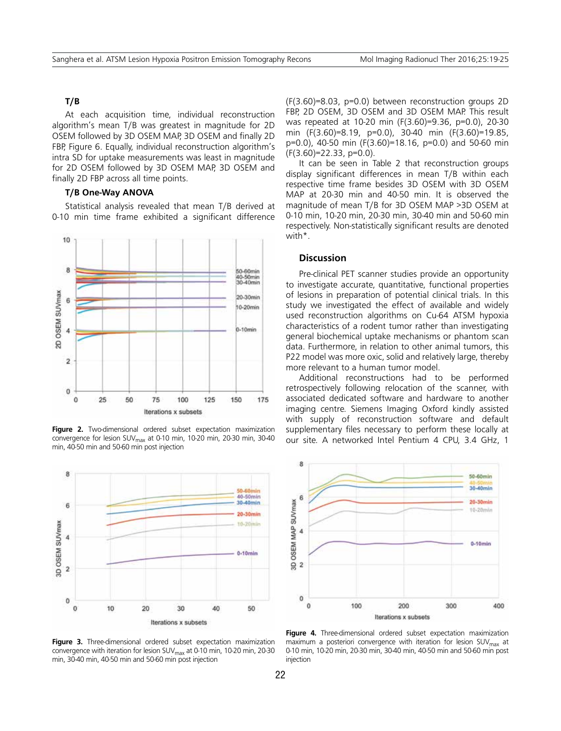### T/B

At each acquisition time, individual reconstruction algorithm's mean T/B was greatest in magnitude for 2D OSEM followed by 3D OSEM MAP, 3D OSEM and finally 2D FBP, Figure 6. Equally, individual reconstruction algorithm's intra SD for uptake measurements was least in magnitude for 2D OSEM followed by 3D OSEM MAP, 3D OSEM and finally 2D FBP across all time points.

### T/B One-Way ANOVA

Statistical analysis revealed that mean T/B derived at 0-10 min time frame exhibited a significant difference ($F(3.60)=8.03$, $p=0.0$) between reconstruction groups 2D FBP, 2D OSEM, 3D OSEM and 3D OSEM MAP. This result was repeated at 10-20 min ($F(3.60)=9.36$, $p=0.0$), 20-30 min ($F(3.60)=8.19$, $p=0.0$), 30-40 min ($F(3.60)=19.85$, $p=0.0$), 40-50 min ($F(3.60)=18.16$, $p=0.0$) and 50-60 min ($F(3.60)=22.33$, $p=0.0$).

It can be seen in Table 2 that reconstruction groups display significant differences in mean T/B within each respective time frame besides 3D OSEM with 3D OSEM MAP at 20-30 min and 40-50 min. It is observed the magnitude of mean T/B for 3D OSEM MAP >3D OSEM at 0-10 min, 10-20 min, 20-30 min, 30-40 min and 50-60 min respectively. Non-statistically significant results are denoted with*.

Figure 2. Two-dimensional ordered subset expectation maximization convergence for lesion $SUV_{max}$ at 0-10 min, 10-20 min, 20-30 min, 30-40 min, 40-50 min and 50-60 min post injection

Figure 3. Three-dimensional ordered subset expectation maximization convergence with iteration for lesion $SUV_{max}$ at 0-10 min, 10-20 min, 20-30 min, 30-40 min, 40-50 min and 50-60 min post injection

Figure 4. Three-dimensional ordered subset expectation maximization maximum a posteriori convergence with iteration for lesion $SUV_{max}$ at 0-10 min, 10-20 min, 20-30 min, 30-40 min, 40-50 min and 50-60 min post injection

## Discussion

Pre-clinical PET scanner studies provide an opportunity to investigate accurate, quantitative, functional properties of lesions in preparation of potential clinical trials. In this study we investigated the effect of available and widely used reconstruction algorithms on Cu-64 ATSM hypoxia characteristics of a rodent tumor rather than investigating general biochemical uptake mechanisms or phantom scan data. Furthermore, in relation to other animal tumors, this P22 model was more oxic, solid and relatively large, thereby more relevant to a human tumor model.

Additional reconstructions had to be performed retrospectively following relocation of the scanner, with associated dedicated software and hardware to another imaging centre. Siemens Imaging Oxford kindly assisted with supply of reconstruction software and default supplementary files necessary to perform these locally at our site. A networked Intel Pentium 4 CPU, 3.4 GHz, 1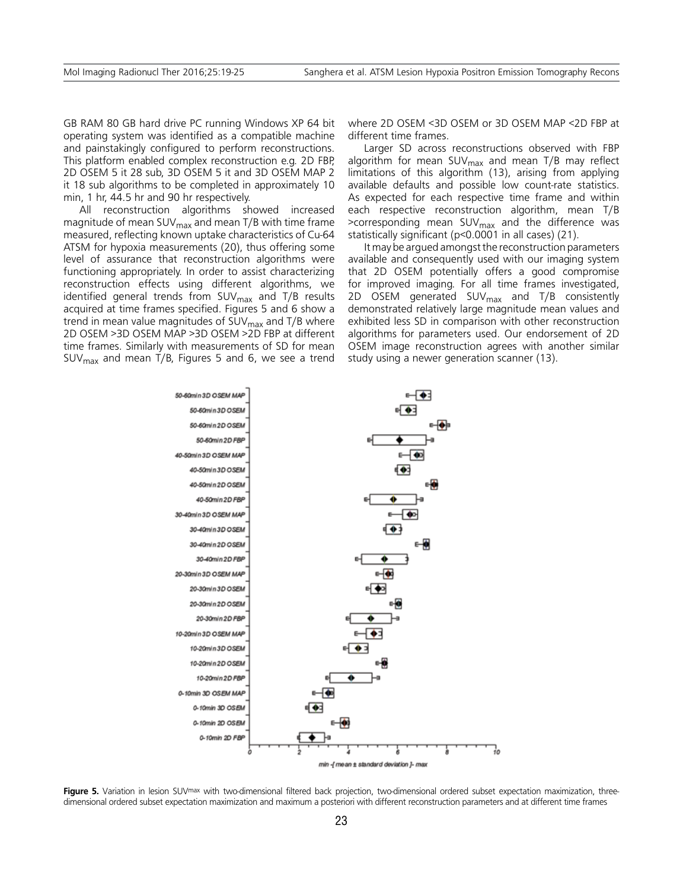GB RAM 80 GB hard drive PC running Windows XP 64 bit operating system was identified as a compatible machine and painstakingly configured to perform reconstructions. This platform enabled complex reconstruction e.g. 2D FBP, 2D OSEM 5 it 28 sub, 3D OSEM 5 it and 3D OSEM MAP 2 it 18 sub algorithms to be completed in approximately 10 min, 1 hr, 44.5 hr and 90 hr respectively.

All reconstruction algorithms showed increased magnitude of mean $SUV_{max}$ and mean T/B with time frame measured, reflecting known uptake characteristics of Cu-64 ATSM for hypoxia measurements (20), thus offering some level of assurance that reconstruction algorithms were functioning appropriately. In order to assist characterizing reconstruction effects using different algorithms, we identified general trends from $SUV_{max}$ and T/B results acquired at time frames specified. Figures 5 and 6 show a trend in mean value magnitudes of $SUV_{max}$ and T/B where 2D OSEM >3D OSEM MAP >3D OSEM >2D FBP at different time frames. Similarly with measurements of SD for mean $SUV_{max}$ and mean T/B, Figures 5 and 6, we see a trend where 2D OSEM <3D OSEM or 3D OSEM MAP <2D FBP at different time frames.

Larger SD across reconstructions observed with FBP algorithm for mean $SUV_{max}$ and mean T/B may reflect limitations of this algorithm (13), arising from applying available defaults and possible low count-rate statistics. As expected for each respective time frame and within each respective reconstruction algorithm, mean T/B >corresponding mean $SUV_{max}$ and the difference was statistically significant ($p<0.0001$ in all cases) (21).

It may be argued amongst the reconstruction parameters available and consequently used with our imaging system that 2D OSEM potentially offers a good compromise for improved imaging. For all time frames investigated, 2D OSEM generated $SUV_{max}$ and T/B consistently demonstrated relatively large magnitude mean values and exhibited less SD in comparison with other reconstruction algorithms for parameters used. Our endorsement of 2D OSEM image reconstruction agrees with another similar study using a newer generation scanner (13).

**Figure 5.** Variation in lesion $SUV_{max}$ with two-dimensional filtered back projection, two-dimensional ordered subset expectation maximization, three-dimensional ordered subset expectation maximization and maximum a posteriori with different reconstruction parameters and at different time frames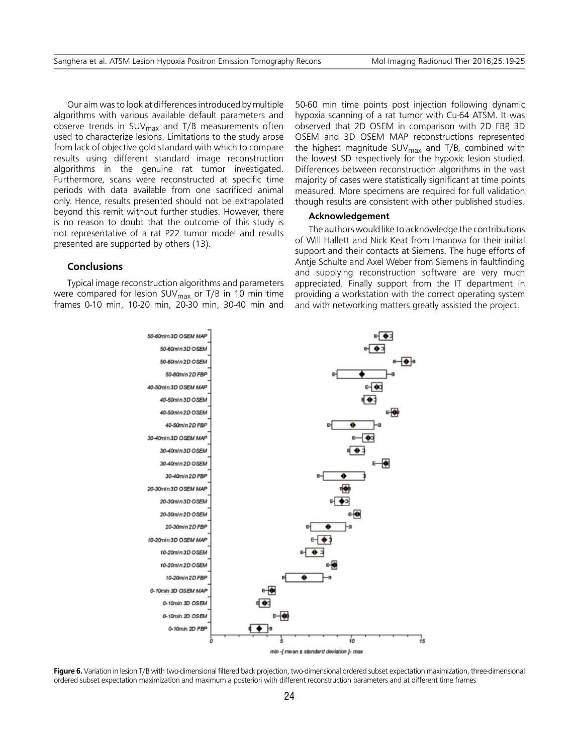Our aim was to look at differences introduced by multiple algorithms with various available default parameters and observe trends in $SUV_{max}$ and T/B measurements often used to characterize lesions. Limitations to the study arose from lack of objective gold standard with which to compare results using different standard image reconstruction algorithms in the genuine rat tumor investigated. Furthermore, scans were reconstructed at specific time periods with data available from one sacrificed animal only. Hence, results presented should not be extrapolated beyond this remit without further studies. However, there is no reason to doubt that the outcome of this study is not representative of a rat P22 tumor model and results presented are supported by others (13).

### Conclusions

Typical image reconstruction algorithms and parameters were compared for lesion $SUV_{max}$ or T/B in 10 min time frames 0-10 min, 10-20 min, 20-30 min, 30-40 min and 50-60 min time points post injection following dynamic hypoxia scanning of a rat tumor with Cu-64 ATSM. It was observed that 2D OSEM in comparison with 2D FBP, 3D OSEM and 3D OSEM MAP reconstructions represented the highest magnitude $SUV_{max}$ and T/B, combined with the lowest SD respectively for the hypoxic lesion studied. Differences between reconstruction algorithms in the vast majority of cases were statistically significant at time points measured. More specimens are required for full validation though results are consistent with other published studies.

#### Acknowledgement

The authors would like to acknowledge the contributions of Will Hallett and Nick Keat from Imanova for their initial support and their contacts at Siemens. The huge efforts of Antje Schulte and Axel Weber from Siemens in faultfinding and supplying reconstruction software are very much appreciated. Finally support from the IT department in providing a workstation with the correct operating system and with networking matters greatly assisted the project.

**Figure 6.** Variation in lesion T/B with two-dimensional filtered back projection, two-dimensional ordered subset expectation maximization, three-dimensional ordered subset expectation maximization and maximum a posteriori with different reconstruction parameters and at different time frames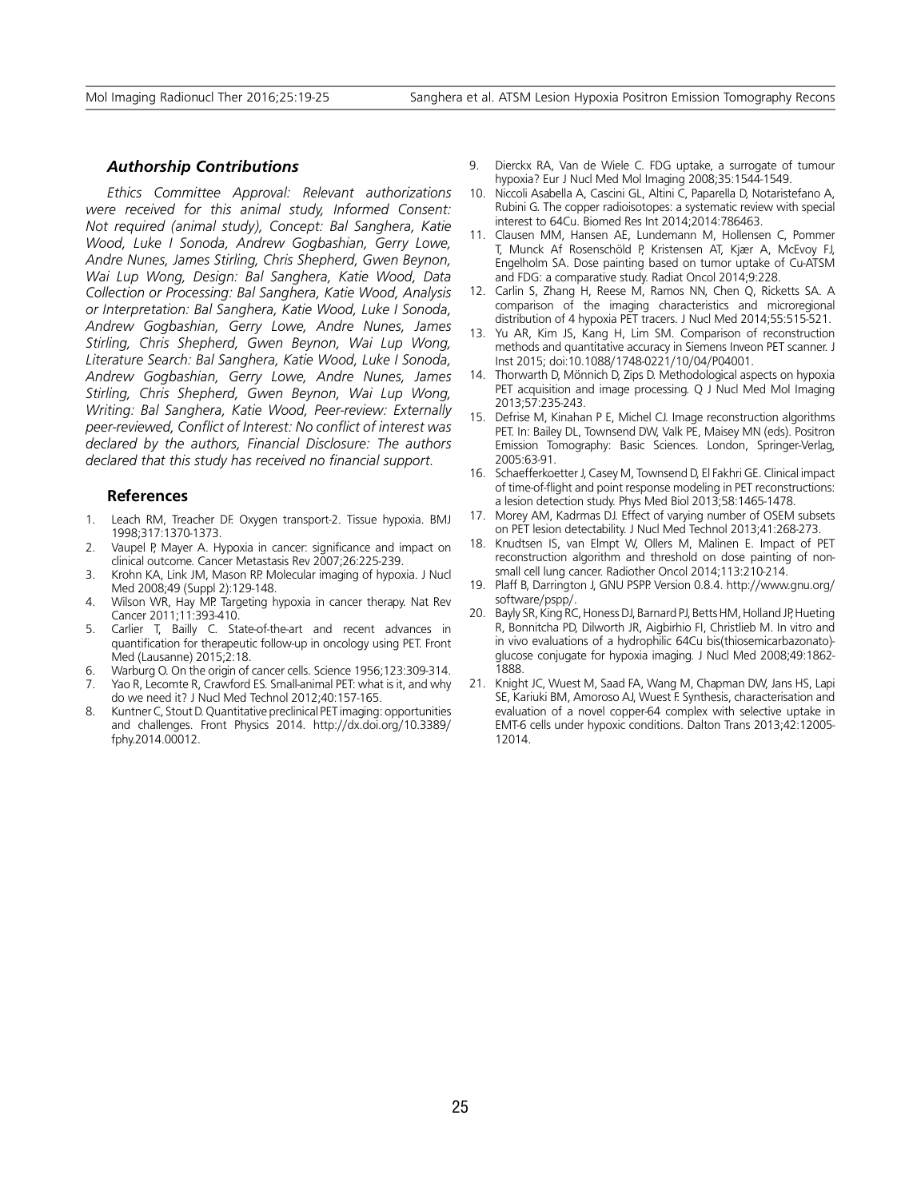### *Authorship Contributions*

*Ethics Committee Approval: Relevant authorizations were received for this animal study, Informed Consent: Not required (animal study), Concept: Bal Sanghera, Katie Wood, Luke I Sonoda, Andrew Gogbashian, Gerry Lowe, Andre Nunes, James Stirling, Chris Shepherd, Gwen Beynon, Wai Lup Wong, Design: Bal Sanghera, Katie Wood, Data Collection or Processing: Bal Sanghera, Katie Wood, Analysis or Interpretation: Bal Sanghera, Katie Wood, Luke I Sonoda, Andrew Gogbashian, Gerry Lowe, Andre Nunes, James Stirling, Chris Shepherd, Gwen Beynon, Wai Lup Wong, Literature Search: Bal Sanghera, Katie Wood, Luke I Sonoda, Andrew Gogbashian, Gerry Lowe, Andre Nunes, James Stirling, Chris Shepherd, Gwen Beynon, Wai Lup Wong, Writing: Bal Sanghera, Katie Wood, Peer-review: Externally peer-reviewed, Conflict of Interest: No conflict of interest was declared by the authors, Financial Disclosure: The authors declared that this study has received no financial support.*

### References

1. Leach RM, Treacher DF. Oxygen transport-2. Tissue hypoxia. BMJ 1998;317:1370-1373.
2. Vaupel P, Mayer A. Hypoxia in cancer: significance and impact on clinical outcome. Cancer Metastasis Rev 2007;26:225-239.
3. Krohn KA, Link JM, Mason RP. Molecular imaging of hypoxia. J Nucl Med 2008;49 (Suppl 2):129-148.
4. Wilson WR, Hay MP. Targeting hypoxia in cancer therapy. Nat Rev Cancer 2011;11:393-410.
5. Carlier T, Bailly C. State-of-the-art and recent advances in quantification for therapeutic follow-up in oncology using PET. Front Med (Lausanne) 2015;2:18.
6. Warburg O. On the origin of cancer cells. Science 1956;123:309-314.
7. Yao R, Lecomte R, Crawford ES. Small-animal PET: what is it, and why do we need it? J Nucl Med Technol 2012;40:157-165.
8. Kuntner C, Stout D. Quantitative preclinical PET imaging: opportunities and challenges. Front Physics 2014. http://dx.doi.org/10.3389/fphy.2014.00012.
9. Dierckx RA, Van de Wiele C. FDG uptake, a surrogate of tumour hypoxia? Eur J Nucl Med Mol Imaging 2008;35:1544-1549.
10. Niccoli Asabella A, Cascini GL, Altini C, Paparella D, Notaristefano A, Rubini G. The copper radioisotopes: a systematic review with special interest to 64Cu. Biomed Res Int 2014;2014:786463.
11. Clausen MM, Hansen AE, Lundemann M, Hollensen C, Pommer T, Munck Af Rosenschöld P, Kristensen AT, Kjær A, McEvoy FJ, Engelholm SA. Dose painting based on tumor uptake of Cu-ATSM and FDG: a comparative study. Radiat Oncol 2014;9:228.
12. Carlin S, Zhang H, Reese M, Ramos NN, Chen Q, Ricketts SA. A comparison of the imaging characteristics and microregional distribution of 4 hypoxia PET tracers. J Nucl Med 2014;55:515-521.
13. Yu AR, Kim JS, Kang H, Lim SM. Comparison of reconstruction methods and quantitative accuracy in Siemens Inveon PET scanner. J Inst 2015; doi:10.1088/1748-0221/10/04/P04001.
14. Thorwarth D, Mönnich D, Zips D. Methodological aspects on hypoxia PET acquisition and image processing. Q J Nucl Med Mol Imaging 2013;57:235-243.
15. Defrise M, Kinahan P E, Michel CJ. Image reconstruction algorithms PET. In: Bailey DL, Townsend DW, Valk PE, Maisey MN (eds). Positron Emission Tomography: Basic Sciences. London, Springer-Verlag, 2005:63-91.
16. Schaefferkoetter J, Casey M, Townsend D, El Fakhri GE. Clinical impact of time-of-flight and point response modeling in PET reconstructions: a lesion detection study. Phys Med Biol 2013;58:1465-1478.
17. Morey AM, Kadrmas DJ. Effect of varying number of OSEM subsets on PET lesion detectability. J Nucl Med Technol 2013;41:268-273.
18. Knudtsen IS, van Elmpt W, Ollers M, Malinen E. Impact of PET reconstruction algorithm and threshold on dose painting of non-small cell lung cancer. Radiother Oncol 2014;113:210-214.
19. Plaff B, Darrington J, GNU PSPP. Version 0.8.4. http://www.gnu.org/software/pspp/.
20. Bayly SR, King RC, Honess DJ, Barnard PJ, Betts HM, Holland JP, Hueting R, Bonnitcha PD, Dilworth JR, Aigbirhio FI, Christlieb M. In vitro and in vivo evaluations of a hydrophilic 64Cu bis(thiosemicarbazonato)-glucose conjugate for hypoxia imaging. J Nucl Med 2008;49:1862-1888.
21. Knight JC, Wuest M, Saad FA, Wang M, Chapman DW, Jans HS, Lapi SE, Kariuki BM, Amoroso AJ, Wuest F. Synthesis, characterisation and evaluation of a novel copper-64 complex with selective uptake in EMT-6 cells under hypoxic conditions. Dalton Trans 2013;42:12005-12014.